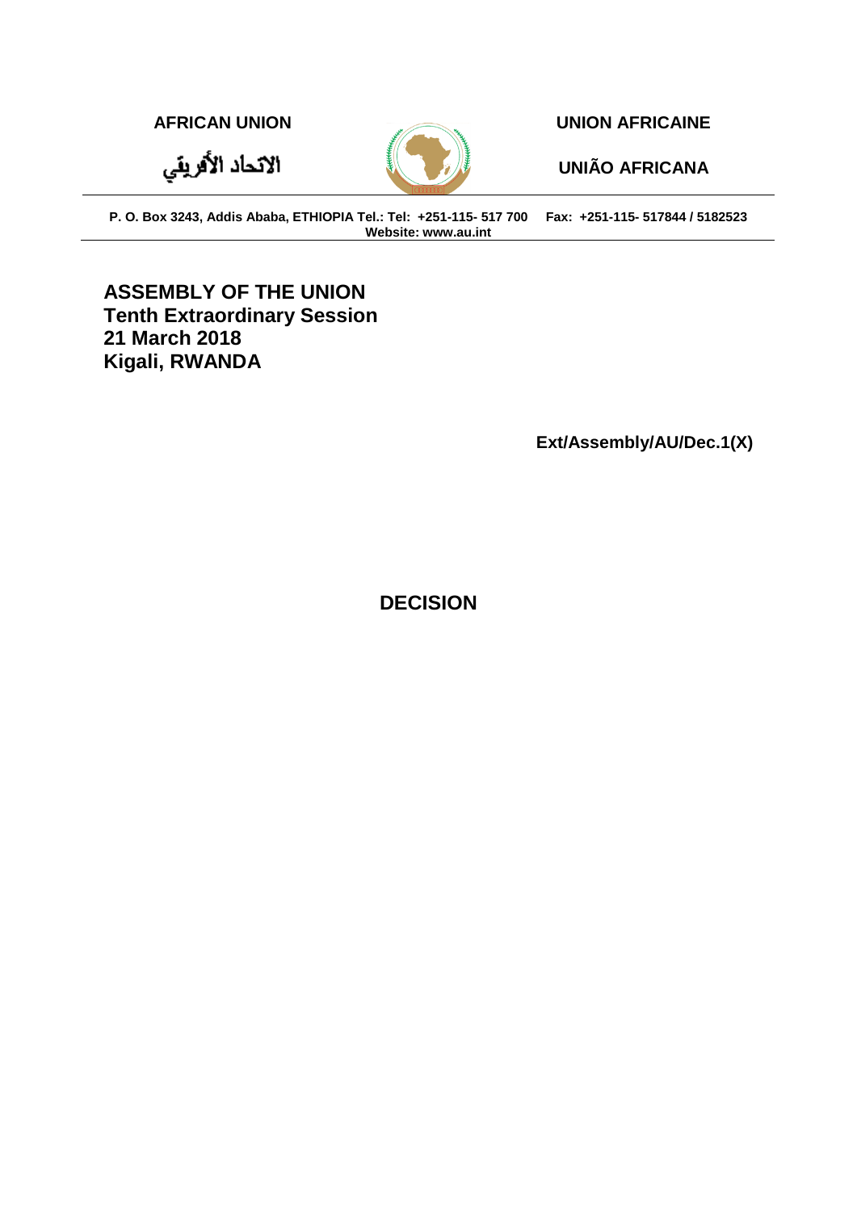**AFRICAN UNION**

الاتحاد الأفريقي

**UNION AFRICAINE**

**UNIÃO AFRICANA**

**P. O. Box 3243, Addis Ababa, ETHIOPIA Tel.: Tel: +251-115- 517 700 Fax: +251-115- 517844 / 5182523**
**Website: www.au.int**

**ASSEMBLY OF THE UNION**
**Tenth Extraordinary Session**
**21 March 2018**
**Kigali, RWANDA**

**Ext/Assembly/AU/Dec.1(X)**

# DECISION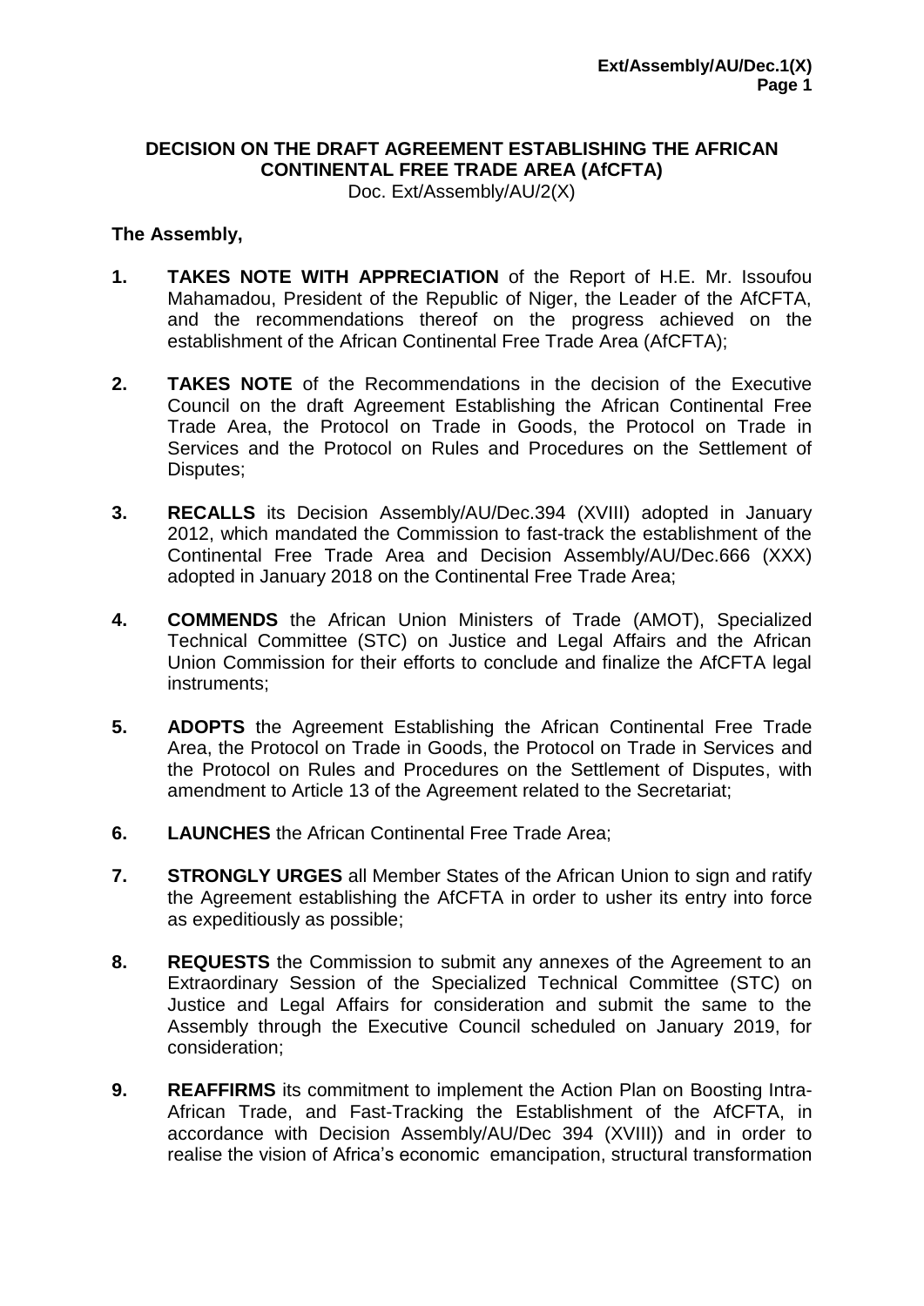**DECISION ON THE DRAFT AGREEMENT ESTABLISHING THE AFRICAN CONTINENTAL FREE TRADE AREA (AfCFTA)**
Doc. Ext/Assembly/AU/2(X)

**The Assembly,**

1. **TAKES NOTE WITH APPRECIATION** of the Report of H.E. Mr. Issoufou Mahamadou, President of the Republic of Niger, the Leader of the AfCFTA, and the recommendations thereof on the progress achieved on the establishment of the African Continental Free Trade Area (AfCFTA);

2. **TAKES NOTE** of the Recommendations in the decision of the Executive Council on the draft Agreement Establishing the African Continental Free Trade Area, the Protocol on Trade in Goods, the Protocol on Trade in Services and the Protocol on Rules and Procedures on the Settlement of Disputes;

3. **RECALLS** its Decision Assembly/AU/Dec.394 (XVIII) adopted in January 2012, which mandated the Commission to fast-track the establishment of the Continental Free Trade Area and Decision Assembly/AU/Dec.666 (XXX) adopted in January 2018 on the Continental Free Trade Area;

4. **COMMENDS** the African Union Ministers of Trade (AMOT), Specialized Technical Committee (STC) on Justice and Legal Affairs and the African Union Commission for their efforts to conclude and finalize the AfCFTA legal instruments;

5. **ADOPTS** the Agreement Establishing the African Continental Free Trade Area, the Protocol on Trade in Goods, the Protocol on Trade in Services and the Protocol on Rules and Procedures on the Settlement of Disputes, with amendment to Article 13 of the Agreement related to the Secretariat;

6. **LAUNCHES** the African Continental Free Trade Area;

7. **STRONGLY URGES** all Member States of the African Union to sign and ratify the Agreement establishing the AfCFTA in order to usher its entry into force as expeditiously as possible;

8. **REQUESTS** the Commission to submit any annexes of the Agreement to an Extraordinary Session of the Specialized Technical Committee (STC) on Justice and Legal Affairs for consideration and submit the same to the Assembly through the Executive Council scheduled on January 2019, for consideration;

9. **REAFFIRMS** its commitment to implement the Action Plan on Boosting Intra-African Trade, and Fast-Tracking the Establishment of the AfCFTA, in accordance with Decision Assembly/AU/Dec 394 (XVIII)) and in order to realise the vision of Africa's economic emancipation, structural transformation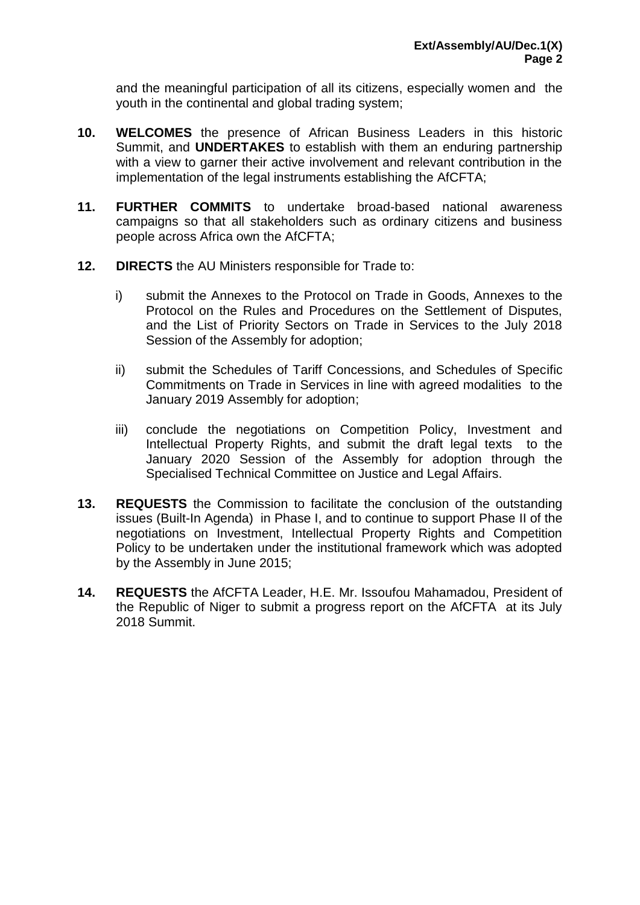and the meaningful participation of all its citizens, especially women and the youth in the continental and global trading system;

10. **WELCOMES** the presence of African Business Leaders in this historic Summit, and **UNDERTAKES** to establish with them an enduring partnership with a view to garner their active involvement and relevant contribution in the implementation of the legal instruments establishing the AfCFTA;

11. **FURTHER COMMITS** to undertake broad-based national awareness campaigns so that all stakeholders such as ordinary citizens and business people across Africa own the AfCFTA;

12. **DIRECTS** the AU Ministers responsible for Trade to:

    i) submit the Annexes to the Protocol on Trade in Goods, Annexes to the Protocol on the Rules and Procedures on the Settlement of Disputes, and the List of Priority Sectors on Trade in Services to the July 2018 Session of the Assembly for adoption;

    ii) submit the Schedules of Tariff Concessions, and Schedules of Specific Commitments on Trade in Services in line with agreed modalities to the January 2019 Assembly for adoption;

    iii) conclude the negotiations on Competition Policy, Investment and Intellectual Property Rights, and submit the draft legal texts to the January 2020 Session of the Assembly for adoption through the Specialised Technical Committee on Justice and Legal Affairs.

13. **REQUESTS** the Commission to facilitate the conclusion of the outstanding issues (Built-In Agenda) in Phase I, and to continue to support Phase II of the negotiations on Investment, Intellectual Property Rights and Competition Policy to be undertaken under the institutional framework which was adopted by the Assembly in June 2015;

14. **REQUESTS** the AfCFTA Leader, H.E. Mr. Issoufou Mahamadou, President of the Republic of Niger to submit a progress report on the AfCFTA at its July 2018 Summit.